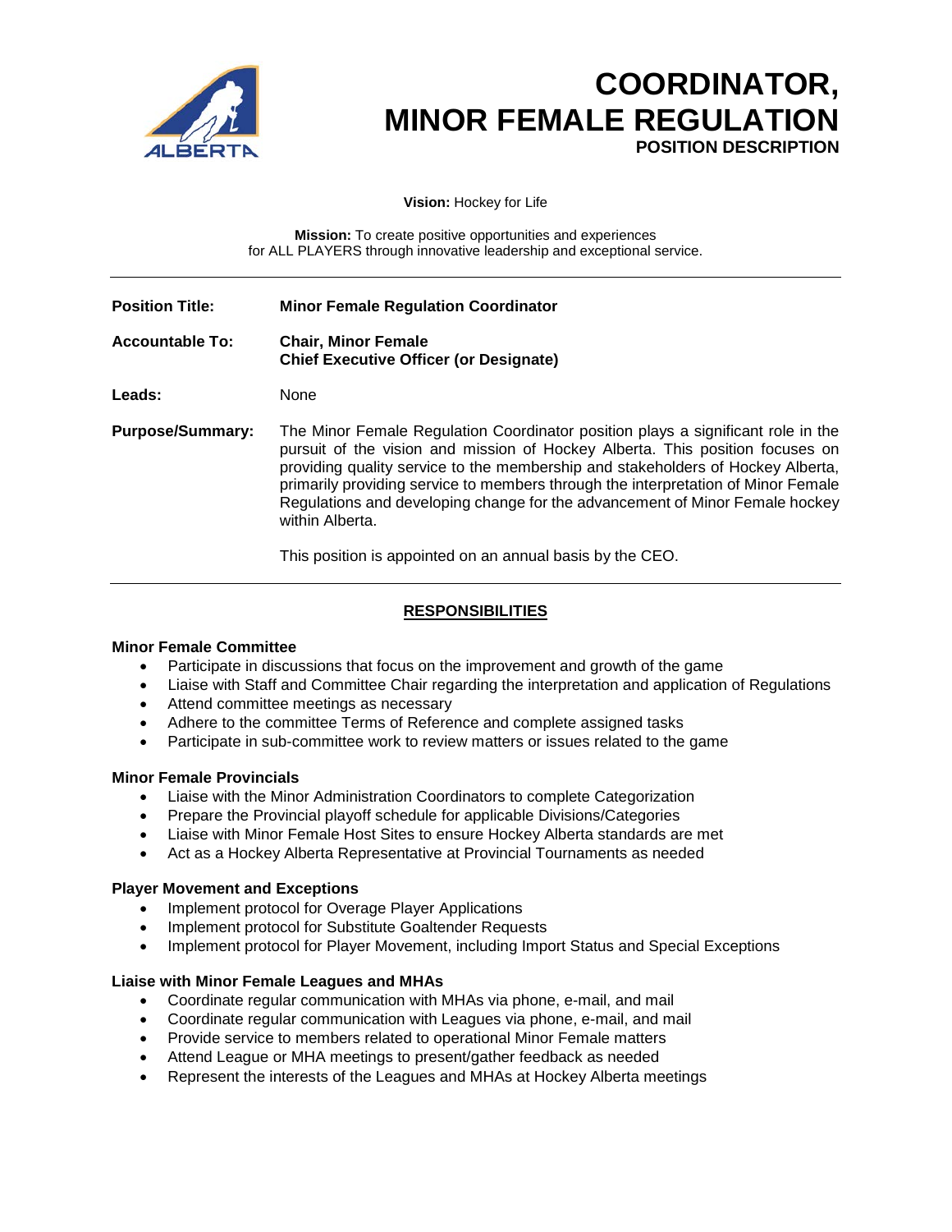# COORDINATOR, MINOR FEMALE REGULATION

**POSITION DESCRIPTION**

**Vision:** Hockey for Life

**Mission:** To create positive opportunities and experiences for ALL PLAYERS through innovative leadership and exceptional service.

---

**Position Title:** **Minor Female Regulation Coordinator**

**Accountable To:** **Chair, Minor Female**
**Chief Executive Officer (or Designate)**

**Leads:** None

**Purpose/Summary:** The Minor Female Regulation Coordinator position plays a significant role in the pursuit of the vision and mission of Hockey Alberta. This position focuses on providing quality service to the membership and stakeholders of Hockey Alberta, primarily providing service to members through the interpretation of Minor Female Regulations and developing change for the advancement of Minor Female hockey within Alberta.

This position is appointed on an annual basis by the CEO.

---

## RESPONSIBILITIES

### Minor Female Committee

- Participate in discussions that focus on the improvement and growth of the game
- Liaise with Staff and Committee Chair regarding the interpretation and application of Regulations
- Attend committee meetings as necessary
- Adhere to the committee Terms of Reference and complete assigned tasks
- Participate in sub-committee work to review matters or issues related to the game

### Minor Female Provincials

- Liaise with the Minor Administration Coordinators to complete Categorization
- Prepare the Provincial playoff schedule for applicable Divisions/Categories
- Liaise with Minor Female Host Sites to ensure Hockey Alberta standards are met
- Act as a Hockey Alberta Representative at Provincial Tournaments as needed

### Player Movement and Exceptions

- Implement protocol for Overage Player Applications
- Implement protocol for Substitute Goaltender Requests
- Implement protocol for Player Movement, including Import Status and Special Exceptions

### Liaise with Minor Female Leagues and MHAs

- Coordinate regular communication with MHAs via phone, e-mail, and mail
- Coordinate regular communication with Leagues via phone, e-mail, and mail
- Provide service to members related to operational Minor Female matters
- Attend League or MHA meetings to present/gather feedback as needed
- Represent the interests of the Leagues and MHAs at Hockey Alberta meetings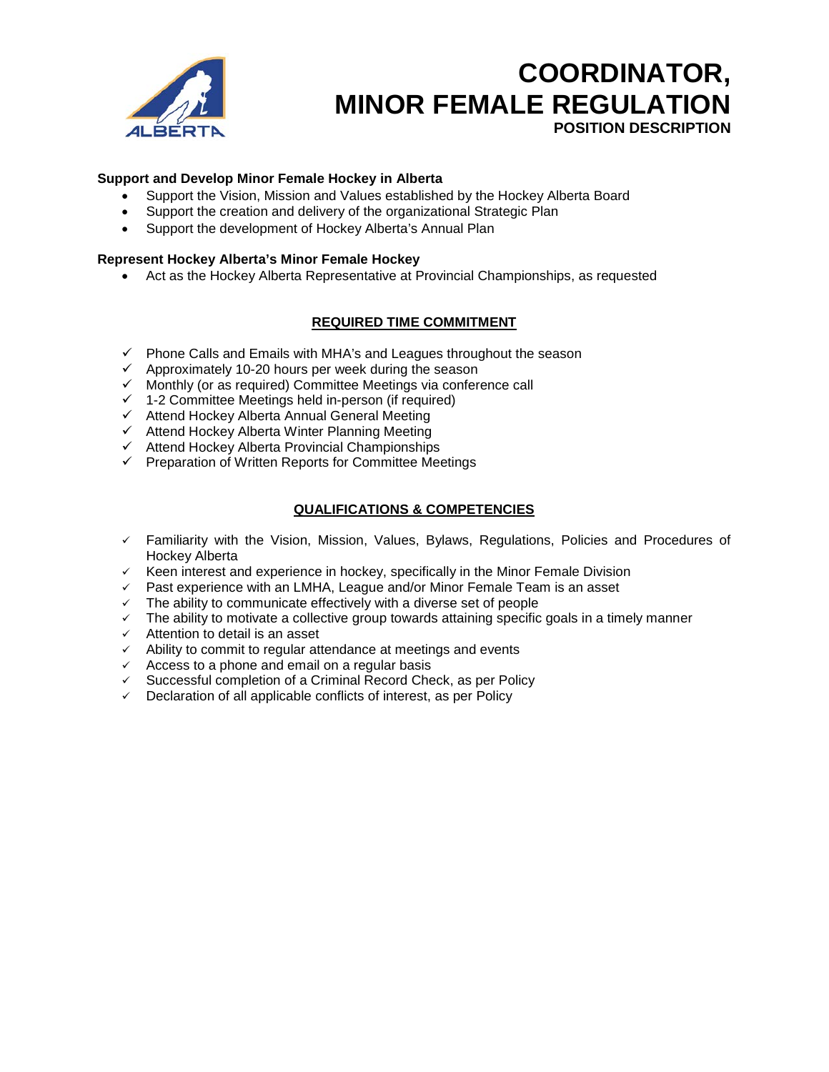# COORDINATOR, MINOR FEMALE REGULATION

**POSITION DESCRIPTION**

**Support and Develop Minor Female Hockey in Alberta**

- Support the Vision, Mission and Values established by the Hockey Alberta Board
- Support the creation and delivery of the organizational Strategic Plan
- Support the development of Hockey Alberta's Annual Plan

**Represent Hockey Alberta's Minor Female Hockey**

- Act as the Hockey Alberta Representative at Provincial Championships, as requested

## REQUIRED TIME COMMITMENT

- ✓ Phone Calls and Emails with MHA's and Leagues throughout the season
- ✓ Approximately 10-20 hours per week during the season
- ✓ Monthly (or as required) Committee Meetings via conference call
- ✓ 1-2 Committee Meetings held in-person (if required)
- ✓ Attend Hockey Alberta Annual General Meeting
- ✓ Attend Hockey Alberta Winter Planning Meeting
- ✓ Attend Hockey Alberta Provincial Championships
- ✓ Preparation of Written Reports for Committee Meetings

## QUALIFICATIONS & COMPETENCIES

- ✓ Familiarity with the Vision, Mission, Values, Bylaws, Regulations, Policies and Procedures of Hockey Alberta
- ✓ Keen interest and experience in hockey, specifically in the Minor Female Division
- ✓ Past experience with an LMHA, League and/or Minor Female Team is an asset
- ✓ The ability to communicate effectively with a diverse set of people
- ✓ The ability to motivate a collective group towards attaining specific goals in a timely manner
- ✓ Attention to detail is an asset
- ✓ Ability to commit to regular attendance at meetings and events
- ✓ Access to a phone and email on a regular basis
- ✓ Successful completion of a Criminal Record Check, as per Policy
- ✓ Declaration of all applicable conflicts of interest, as per Policy